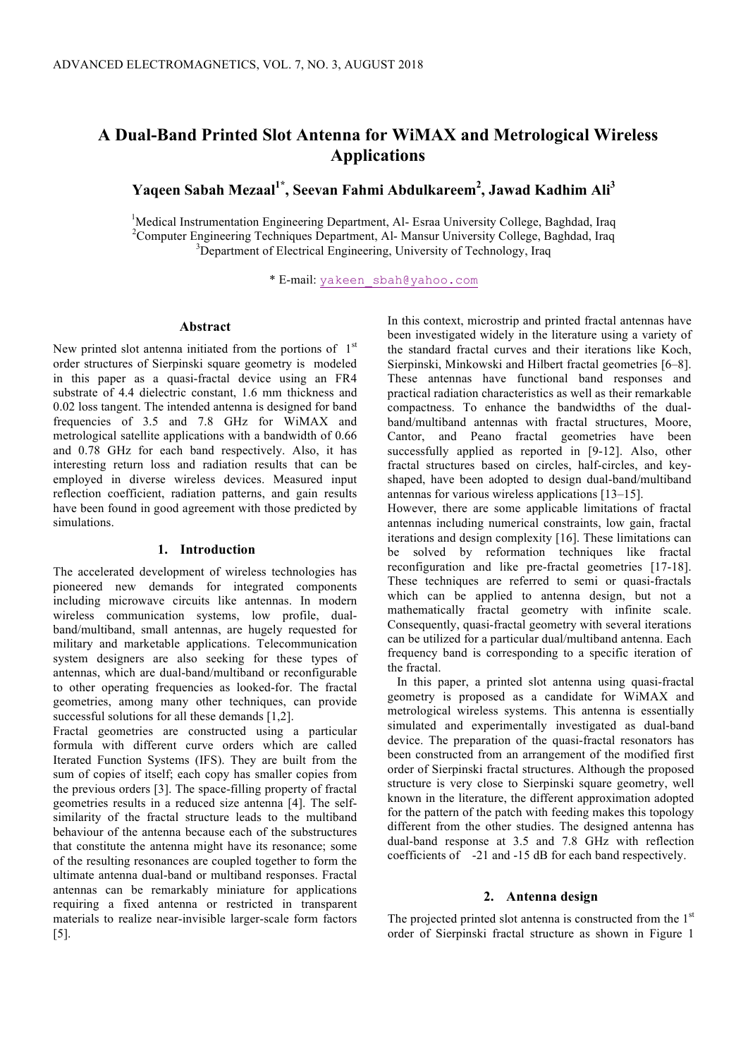# A Dual-Band Printed Slot Antenna for WiMAX and Metrological Wireless Applications

**Yaqeen Sabah Mezaal[1*], Seevan Fahmi Abdulkareem[2], Jawad Kadhim Ali[3]**

[1]Medical Instrumentation Engineering Department, Al- Esraa University College, Baghdad, Iraq
[2]Computer Engineering Techniques Department, Al- Mansur University College, Baghdad, Iraq
[3]Department of Electrical Engineering, University of Technology, Iraq

* E-mail: yakeen_sbah@yahoo.com

## Abstract

New printed slot antenna initiated from the portions of 1st order structures of Sierpinski square geometry is modeled in this paper as a quasi-fractal device using an FR4 substrate of 4.4 dielectric constant, 1.6 mm thickness and 0.02 loss tangent. The intended antenna is designed for band frequencies of 3.5 and 7.8 GHz for WiMAX and metrological satellite applications with a bandwidth of 0.66 and 0.78 GHz for each band respectively. Also, it has interesting return loss and radiation results that can be employed in diverse wireless devices. Measured input reflection coefficient, radiation patterns, and gain results have been found in good agreement with those predicted by simulations.

## 1. Introduction

The accelerated development of wireless technologies has pioneered new demands for integrated components including microwave circuits like antennas. In modern wireless communication systems, low profile, dual-band/multiband, small antennas, are hugely requested for military and marketable applications. Telecommunication system designers are also seeking for these types of antennas, which are dual-band/multiband or reconfigurable to other operating frequencies as looked-for. The fractal geometries, among many other techniques, can provide successful solutions for all these demands [1,2].

Fractal geometries are constructed using a particular formula with different curve orders which are called Iterated Function Systems (IFS). They are built from the sum of copies of itself; each copy has smaller copies from the previous orders [3]. The space-filling property of fractal geometries results in a reduced size antenna [4]. The self-similarity of the fractal structure leads to the multiband behaviour of the antenna because each of the substructures that constitute the antenna might have its resonance; some of the resulting resonances are coupled together to form the ultimate antenna dual-band or multiband responses. Fractal antennas can be remarkably miniature for applications requiring a fixed antenna or restricted in transparent materials to realize near-invisible larger-scale form factors [5].

In this context, microstrip and printed fractal antennas have been investigated widely in the literature using a variety of the standard fractal curves and their iterations like Koch, Sierpinski, Minkowski and Hilbert fractal geometries [6–8]. These antennas have functional band responses and practical radiation characteristics as well as their remarkable compactness. To enhance the bandwidths of the dual-band/multiband antennas with fractal structures, Moore, Cantor, and Peano fractal geometries have been successfully applied as reported in [9-12]. Also, other fractal structures based on circles, half-circles, and key-shaped, have been adopted to design dual-band/multiband antennas for various wireless applications [13–15].

However, there are some applicable limitations of fractal antennas including numerical constraints, low gain, fractal iterations and design complexity [16]. These limitations can be solved by reformation techniques like fractal reconfiguration and like pre-fractal geometries [17-18]. These techniques are referred to semi or quasi-fractals which can be applied to antenna design, but not a mathematically fractal geometry with infinite scale. Consequently, quasi-fractal geometry with several iterations can be utilized for a particular dual/multiband antenna. Each frequency band is corresponding to a specific iteration of the fractal.

In this paper, a printed slot antenna using quasi-fractal geometry is proposed as a candidate for WiMAX and metrological wireless systems. This antenna is essentially simulated and experimentally investigated as dual-band device. The preparation of the quasi-fractal resonators has been constructed from an arrangement of the modified first order of Sierpinski fractal structures. Although the proposed structure is very close to Sierpinski square geometry, well known in the literature, the different approximation adopted for the pattern of the patch with feeding makes this topology different from the other studies. The designed antenna has dual-band response at 3.5 and 7.8 GHz with reflection coefficients of -21 and -15 dB for each band respectively.

## 2. Antenna design

The projected printed slot antenna is constructed from the 1st order of Sierpinski fractal structure as shown in Figure 1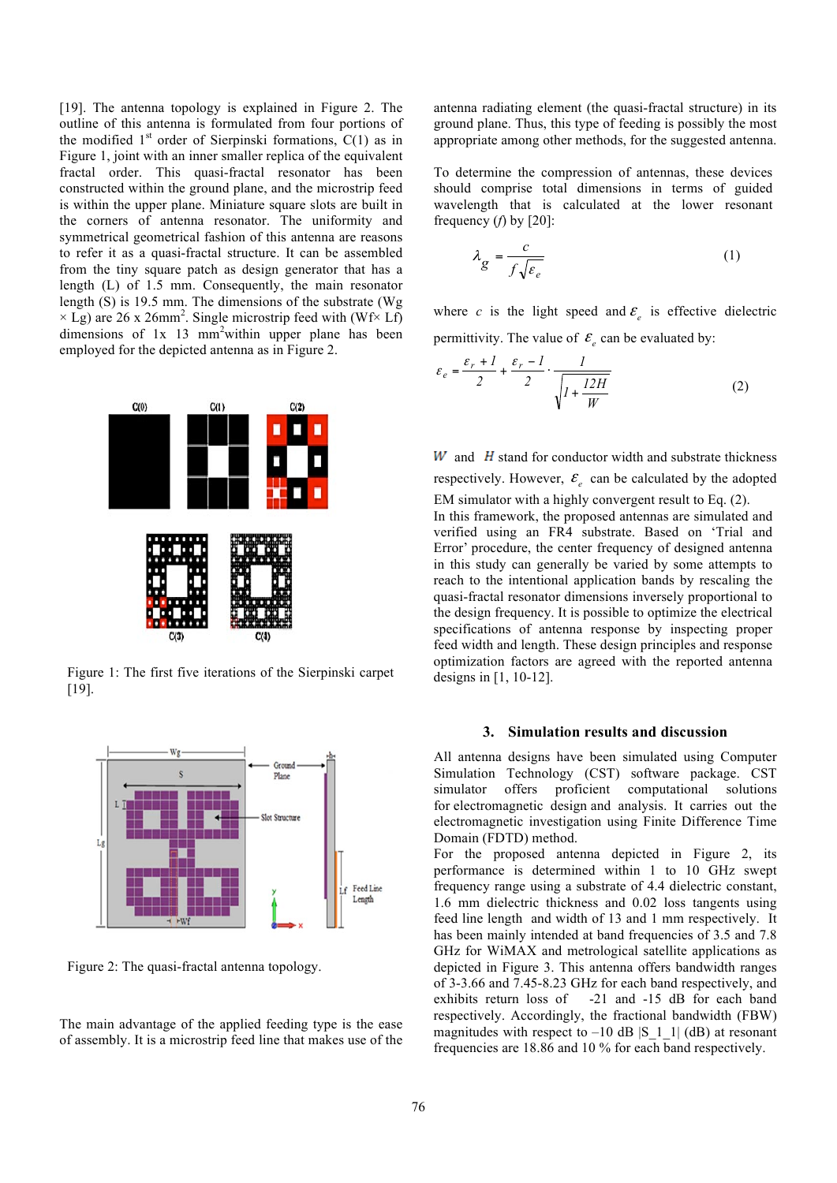[19]. The antenna topology is explained in Figure 2. The outline of this antenna is formulated from four portions of the modified 1st order of Sierpinski formations, C(1) as in Figure 1, joint with an inner smaller replica of the equivalent fractal order. This quasi-fractal resonator has been constructed within the ground plane, and the microstrip feed is within the upper plane. Miniature square slots are built in the corners of antenna resonator. The uniformity and symmetrical geometrical fashion of this antenna are reasons to refer it as a quasi-fractal structure. It can be assembled from the tiny square patch as design generator that has a length (L) of 1.5 mm. Consequently, the main resonator length (S) is 19.5 mm. The dimensions of the substrate (Wg × Lg) are 26 x 26mm$^2$. Single microstrip feed with (Wf× Lf) dimensions of 1x 13 mm$^2$within upper plane has been employed for the depicted antenna as in Figure 2.

Figure 1: The first five iterations of the Sierpinski carpet [19].

Figure 2: The quasi-fractal antenna topology.

The main advantage of the applied feeding type is the ease of assembly. It is a microstrip feed line that makes use of the antenna radiating element (the quasi-fractal structure) in its ground plane. Thus, this type of feeding is possibly the most appropriate among other methods, for the suggested antenna.

To determine the compression of antennas, these devices should comprise total dimensions in terms of guided wavelength that is calculated at the lower resonant frequency ($f$) by [20]:

$$\lambda_g = \frac{c}{f\sqrt{\varepsilon_e}} \tag{1}$$

where $c$ is the light speed and $\varepsilon_e$ is effective dielectric permittivity. The value of $\varepsilon_e$ can be evaluated by:

$$\varepsilon_e = \frac{\varepsilon_r + 1}{2} + \frac{\varepsilon_r - 1}{2} \cdot \frac{1}{\sqrt{1 + \frac{12H}{W}}} \tag{2}$$

$W$ and $H$ stand for conductor width and substrate thickness respectively. However, $\varepsilon_e$ can be calculated by the adopted EM simulator with a highly convergent result to Eq. (2).
In this framework, the proposed antennas are simulated and verified using an FR4 substrate. Based on 'Trial and Error' procedure, the center frequency of designed antenna in this study can generally be varied by some attempts to reach to the intentional application bands by rescaling the quasi-fractal resonator dimensions inversely proportional to the design frequency. It is possible to optimize the electrical specifications of antenna response by inspecting proper feed width and length. These design principles and response optimization factors are agreed with the reported antenna designs in [1, 10-12].

## 3. Simulation results and discussion

All antenna designs have been simulated using Computer Simulation Technology (CST) software package. CST simulator offers proficient computational solutions for electromagnetic design and analysis. It carries out the electromagnetic investigation using Finite Difference Time Domain (FDTD) method.
For the proposed antenna depicted in Figure 2, its performance is determined within 1 to 10 GHz swept frequency range using a substrate of 4.4 dielectric constant, 1.6 mm dielectric thickness and 0.02 loss tangents using feed line length and width of 13 and 1 mm respectively. It has been mainly intended at band frequencies of 3.5 and 7.8 GHz for WiMAX and metrological satellite applications as depicted in Figure 3. This antenna offers bandwidth ranges of 3-3.66 and 7.45-8.23 GHz for each band respectively, and exhibits return loss of -21 and -15 dB for each band respectively. Accordingly, the fractional bandwidth (FBW) magnitudes with respect to –10 dB |S_1_1| (dB) at resonant frequencies are 18.86 and 10 % for each band respectively.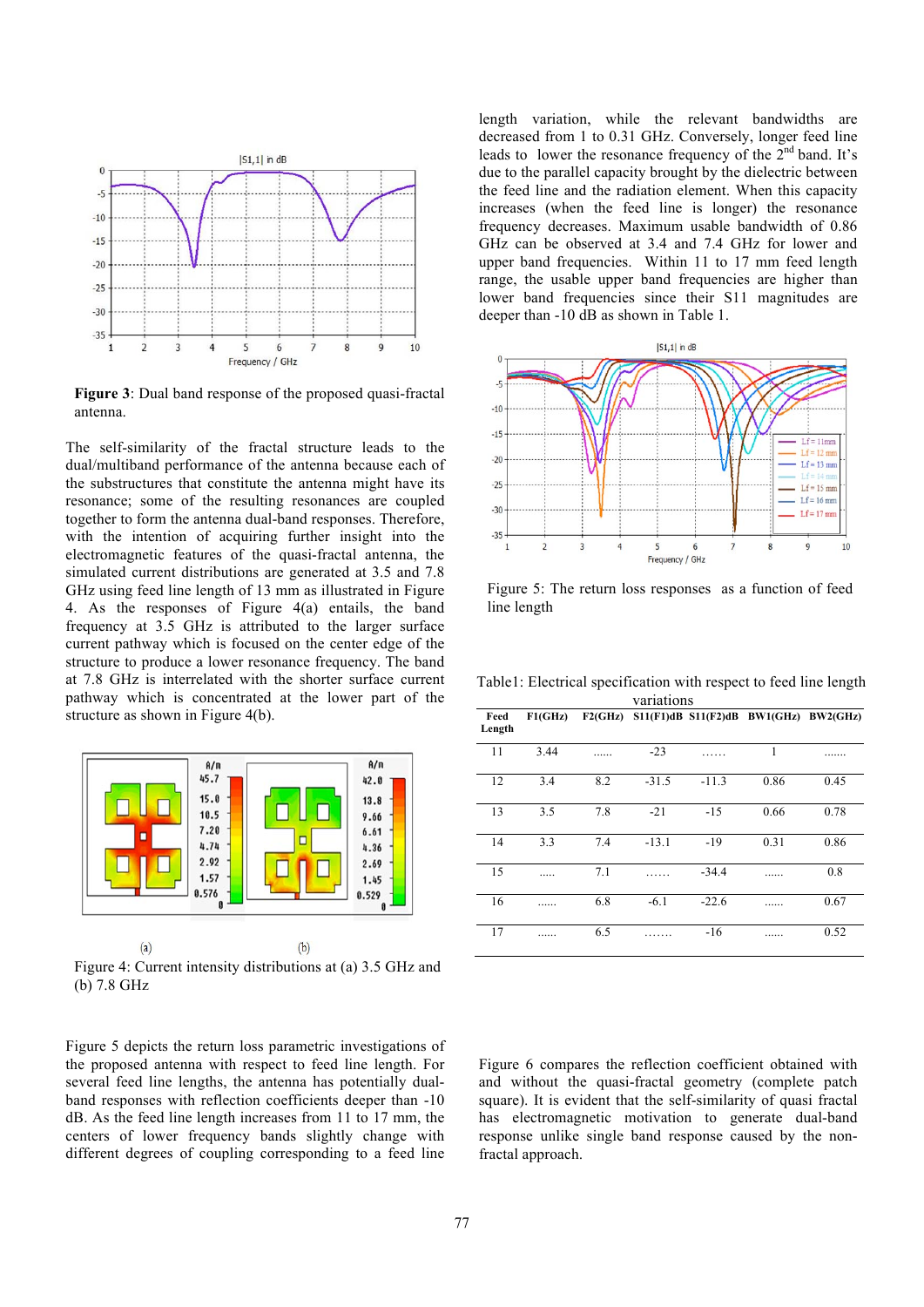**Figure 3**: Dual band response of the proposed quasi-fractal antenna.

The self-similarity of the fractal structure leads to the dual/multiband performance of the antenna because each of the substructures that constitute the antenna might have its resonance; some of the resulting resonances are coupled together to form the antenna dual-band responses. Therefore, with the intention of acquiring further insight into the electromagnetic features of the quasi-fractal antenna, the simulated current distributions are generated at 3.5 and 7.8 GHz using feed line length of 13 mm as illustrated in Figure 4. As the responses of Figure 4(a) entails, the band frequency at 3.5 GHz is attributed to the larger surface current pathway which is focused on the center edge of the structure to produce a lower resonance frequency. The band at 7.8 GHz is interrelated with the shorter surface current pathway which is concentrated at the lower part of the structure as shown in Figure 4(b).

(a) (b)

Figure 4: Current intensity distributions at (a) 3.5 GHz and (b) 7.8 GHz

Figure 5 depicts the return loss parametric investigations of the proposed antenna with respect to feed line length. For several feed line lengths, the antenna has potentially dual-band responses with reflection coefficients deeper than -10 dB. As the feed line length increases from 11 to 17 mm, the centers of lower frequency bands slightly change with different degrees of coupling corresponding to a feed line length variation, while the relevant bandwidths are decreased from 1 to 0.31 GHz. Conversely, longer feed line leads to lower the resonance frequency of the 2[nd] band. It's due to the parallel capacity brought by the dielectric between the feed line and the radiation element. When this capacity increases (when the feed line is longer) the resonance frequency decreases. Maximum usable bandwidth of 0.86 GHz can be observed at 3.4 and 7.4 GHz for lower and upper band frequencies. Within 11 to 17 mm feed length range, the usable upper band frequencies are higher than lower band frequencies since their S11 magnitudes are deeper than -10 dB as shown in Table 1.

Figure 5: The return loss responses as a function of feed line length

Table1: Electrical specification with respect to feed line length variations

| Feed Length | F1(GHz) | F2(GHz) | S11(F1)dB | S11(F2)dB | BW1(GHz) | BW2(GHz) |
|---|---|---|---|---|---|---|
| 11 | 3.44 | ...... | -23 | …… | 1 | ....... |
| 12 | 3.4 | 8.2 | -31.5 | -11.3 | 0.86 | 0.45 |
| 13 | 3.5 | 7.8 | -21 | -15 | 0.66 | 0.78 |
| 14 | 3.3 | 7.4 | -13.1 | -19 | 0.31 | 0.86 |
| 15 | ..... | 7.1 | …… | -34.4 | ...... | 0.8 |
| 16 | ...... | 6.8 | -6.1 | -22.6 | ...... | 0.67 |
| 17 | ...... | 6.5 | ……. | -16 | ...... | 0.52 |

Figure 6 compares the reflection coefficient obtained with and without the quasi-fractal geometry (complete patch square). It is evident that the self-similarity of quasi fractal has electromagnetic motivation to generate dual-band response unlike single band response caused by the non-fractal approach.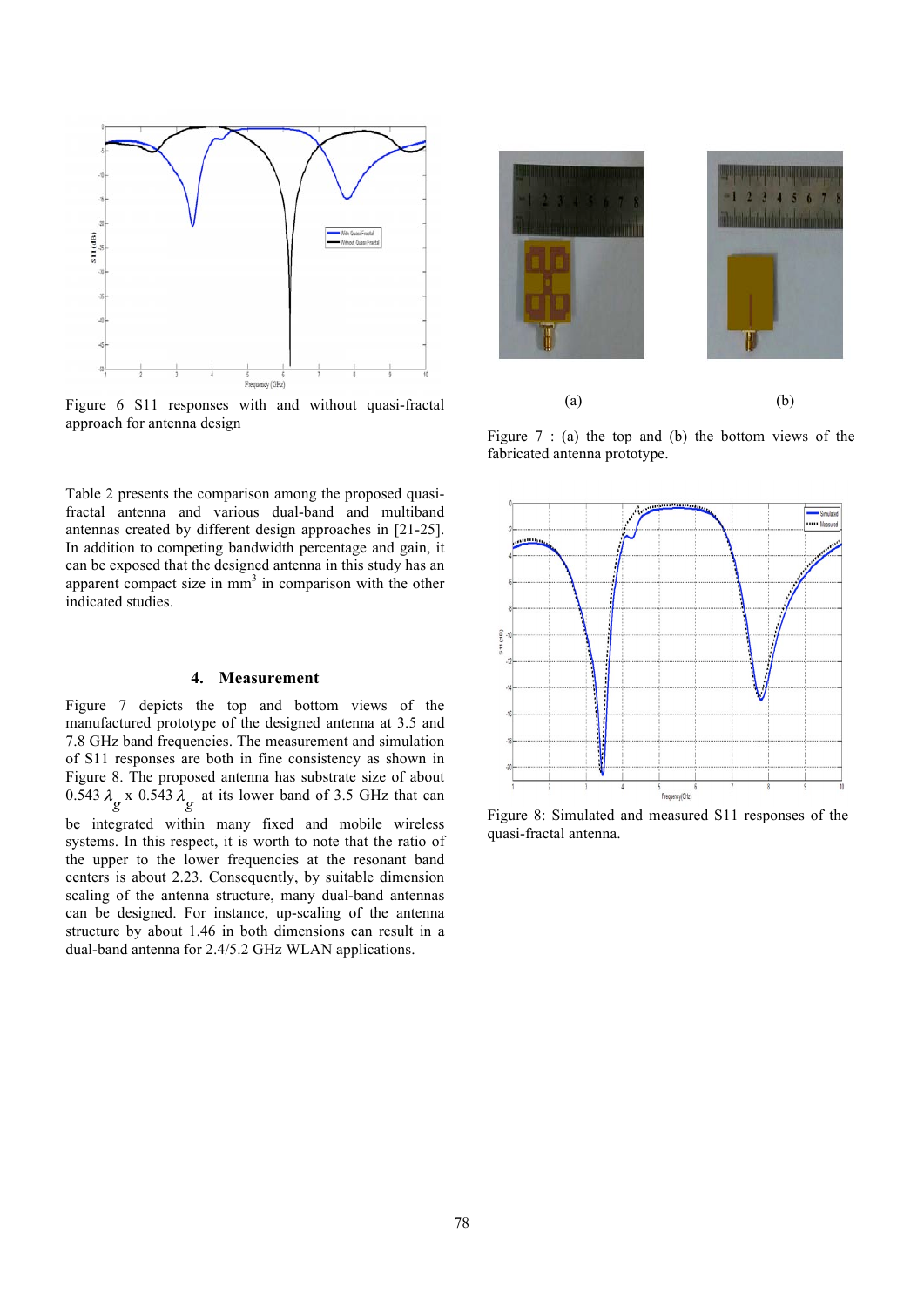Figure 6 S11 responses with and without quasi-fractal approach for antenna design

Table 2 presents the comparison among the proposed quasi-fractal antenna and various dual-band and multiband antennas created by different design approaches in [21-25]. In addition to competing bandwidth percentage and gain, it can be exposed that the designed antenna in this study has an apparent compact size in $mm^3$ in comparison with the other indicated studies.

## 4. Measurement

Figure 7 depicts the top and bottom views of the manufactured prototype of the designed antenna at 3.5 and 7.8 GHz band frequencies. The measurement and simulation of S11 responses are both in fine consistency as shown in Figure 8. The proposed antenna has substrate size of about $0.543\,\lambda_g$ x $0.543\,\lambda_g$ at its lower band of 3.5 GHz that can be integrated within many fixed and mobile wireless systems. In this respect, it is worth to note that the ratio of the upper to the lower frequencies at the resonant band centers is about 2.23. Consequently, by suitable dimension scaling of the antenna structure, many dual-band antennas can be designed. For instance, up-scaling of the antenna structure by about 1.46 in both dimensions can result in a dual-band antenna for 2.4/5.2 GHz WLAN applications.

(a) (b)

Figure 7 : (a) the top and (b) the bottom views of the fabricated antenna prototype.

Figure 8: Simulated and measured S11 responses of the quasi-fractal antenna.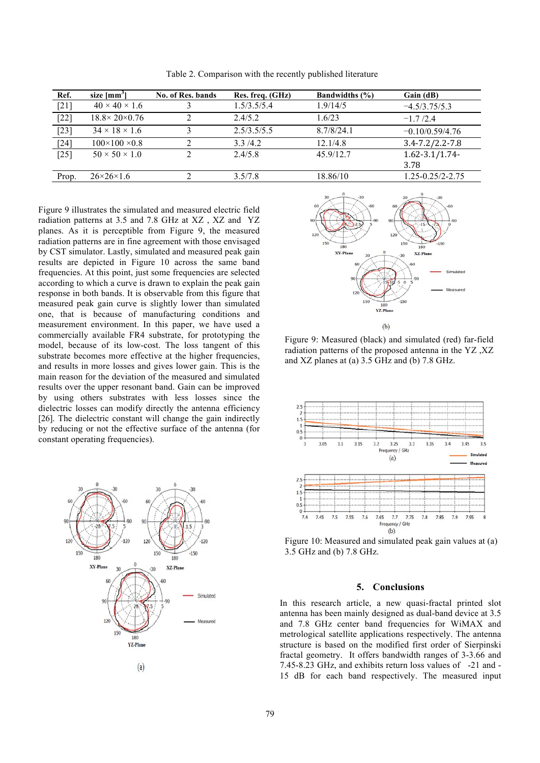Table 2. Comparison with the recently published literature

| Ref. | size [mm$^3$] | No. of Res. bands | Res. freq. (GHz) | Bandwidths (%) | Gain (dB) |
|---|---|---|---|---|---|
| [21] | 40 × 40 × 1.6 | 3 | 1.5/3.5/5.4 | 1.9/14/5 | −4.5/3.75/5.3 |
| [22] | 18.8× 20×0.76 | 2 | 2.4/5.2 | 1.6/23 | −1.7 /2.4 |
| [23] | 34 × 18 × 1.6 | 3 | 2.5/3.5/5.5 | 8.7/8/24.1 | −0.10/0.59/4.76 |
| [24] | 100×100 ×0.8 | 2 | 3.3 /4.2 | 12.1/4.8 | 3.4-7.2/2.2-7.8 |
| [25] | 50 × 50 × 1.0 | 2 | 2.4/5.8 | 45.9/12.7 | 1.62-3.1/1.74-3.78 |
| Prop. | 26×26×1.6 | 2 | 3.5/7.8 | 18.86/10 | 1.25-0.25/2-2.75 |

Figure 9 illustrates the simulated and measured electric field radiation patterns at 3.5 and 7.8 GHz at XZ , XZ and YZ planes. As it is perceptible from Figure 9, the measured radiation patterns are in fine agreement with those envisaged by CST simulator. Lastly, simulated and measured peak gain results are depicted in Figure 10 across the same band frequencies. At this point, just some frequencies are selected according to which a curve is drawn to explain the peak gain response in both bands. It is observable from this figure that measured peak gain curve is slightly lower than simulated one, that is because of manufacturing conditions and measurement environment. In this paper, we have used a commercially available FR4 substrate, for prototyping the model, because of its low-cost. The loss tangent of this substrate becomes more effective at the higher frequencies, and results in more losses and gives lower gain. This is the main reason for the deviation of the measured and simulated results over the upper resonant band. Gain can be improved by using others substrates with less losses since the dielectric losses can modify directly the antenna efficiency [26]. The dielectric constant will change the gain indirectly by reducing or not the effective surface of the antenna (for constant operating frequencies).

Figure 9: Measured (black) and simulated (red) far-field radiation patterns of the proposed antenna in the YZ ,XZ and XZ planes at (a) 3.5 GHz and (b) 7.8 GHz.

Figure 10: Measured and simulated peak gain values at (a) 3.5 GHz and (b) 7.8 GHz.

## 5. Conclusions

In this research article, a new quasi-fractal printed slot antenna has been mainly designed as dual-band device at 3.5 and 7.8 GHz center band frequencies for WiMAX and metrological satellite applications respectively. The antenna structure is based on the modified first order of Sierpinski fractal geometry. It offers bandwidth ranges of 3-3.66 and 7.45-8.23 GHz, and exhibits return loss values of -21 and -15 dB for each band respectively. The measured input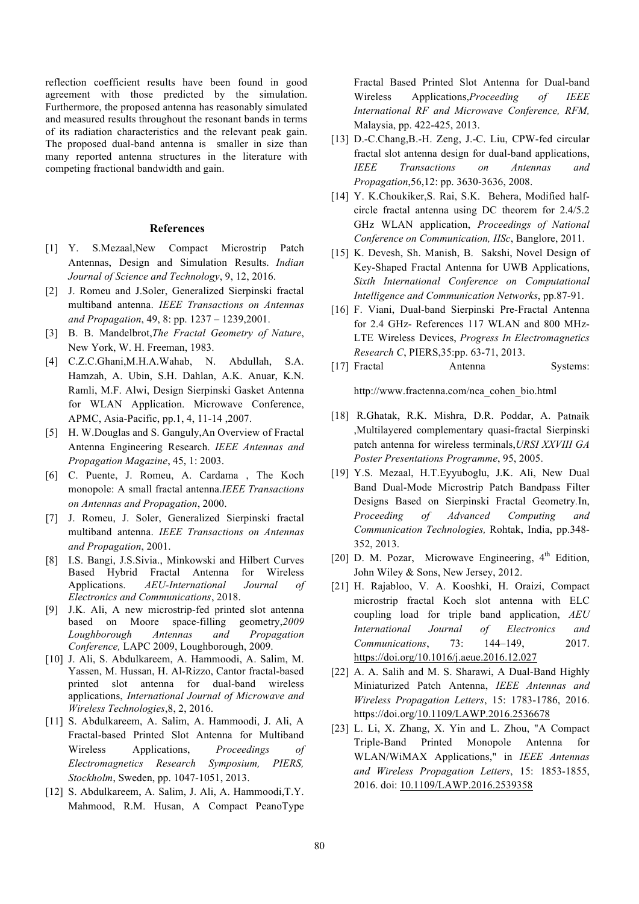reflection coefficient results have been found in good agreement with those predicted by the simulation. Furthermore, the proposed antenna has reasonably simulated and measured results throughout the resonant bands in terms of its radiation characteristics and the relevant peak gain. The proposed dual-band antenna is smaller in size than many reported antenna structures in the literature with competing fractional bandwidth and gain.

## References

[1] Y. S.Mezaal,New Compact Microstrip Patch Antennas, Design and Simulation Results. *Indian Journal of Science and Technology*, 9, 12, 2016.

[2] J. Romeu and J.Soler, Generalized Sierpinski fractal multiband antenna. *IEEE Transactions on Antennas and Propagation*, 49, 8: pp. 1237 – 1239,2001.

[3] B. B. Mandelbrot,*The Fractal Geometry of Nature*, New York, W. H. Freeman, 1983.

[4] C.Z.C.Ghani,M.H.A.Wahab, N. Abdullah, S.A. Hamzah, A. Ubin, S.H. Dahlan, A.K. Anuar, K.N. Ramli, M.F. Alwi, Design Sierpinski Gasket Antenna for WLAN Application. Microwave Conference, APMC, Asia-Pacific, pp.1, 4, 11-14 ,2007.

[5] H. W.Douglas and S. Ganguly,An Overview of Fractal Antenna Engineering Research. *IEEE Antennas and Propagation Magazine*, 45, 1: 2003.

[6] C. Puente, J. Romeu, A. Cardama , The Koch monopole: A small fractal antenna.*IEEE Transactions on Antennas and Propagation*, 2000.

[7] J. Romeu, J. Soler, Generalized Sierpinski fractal multiband antenna. *IEEE Transactions on Antennas and Propagation*, 2001.

[8] I.S. Bangi, J.S.Sivia., Minkowski and Hilbert Curves Based Hybrid Fractal Antenna for Wireless Applications. *AEU-International Journal of Electronics and Communications*, 2018.

[9] J.K. Ali, A new microstrip-fed printed slot antenna based on Moore space-filling geometry,*2009 Loughborough Antennas and Propagation Conference,* LAPC 2009, Loughborough, 2009.

[10] J. Ali, S. Abdulkareem, A. Hammoodi, A. Salim, M. Yassen, M. Hussan, H. Al-Rizzo, Cantor fractal-based printed slot antenna for dual-band wireless applications, *International Journal of Microwave and Wireless Technologies*,8, 2, 2016.

[11] S. Abdulkareem, A. Salim, A. Hammoodi, J. Ali, A Fractal-based Printed Slot Antenna for Multiband Wireless Applications, *Proceedings of Electromagnetics Research Symposium, PIERS, Stockholm*, Sweden, pp. 1047-1051, 2013.

[12] S. Abdulkareem, A. Salim, J. Ali, A. Hammoodi,T.Y. Mahmood, R.M. Husan, A Compact PeanoType Fractal Based Printed Slot Antenna for Dual-band Wireless Applications,*Proceeding of IEEE International RF and Microwave Conference, RFM,* Malaysia, pp. 422-425, 2013.

[13] D.-C.Chang,B.-H. Zeng, J.-C. Liu, CPW-fed circular fractal slot antenna design for dual-band applications, *IEEE Transactions on Antennas and Propagation*,56,12: pp. 3630-3636, 2008.

[14] Y. K.Choukiker,S. Rai, S.K. Behera, Modified half-circle fractal antenna using DC theorem for 2.4/5.2 GHz WLAN application, *Proceedings of National Conference on Communication, IISc*, Banglore, 2011.

[15] K. Devesh, Sh. Manish, B. Sakshi, Novel Design of Key-Shaped Fractal Antenna for UWB Applications, *Sixth International Conference on Computational Intelligence and Communication Networks*, pp.87-91.

[16] F. Viani, Dual-band Sierpinski Pre-Fractal Antenna for 2.4 GHz- References 117 WLAN and 800 MHz-LTE Wireless Devices, *Progress In Electromagnetics Research C*, PIERS,35:pp. 63-71, 2013.

[17] Fractal Antenna Systems: http://www.fractenna.com/nca_cohen_bio.html

[18] R.Ghatak, R.K. Mishra, D.R. Poddar, A. Patnaik ,Multilayered complementary quasi-fractal Sierpinski patch antenna for wireless terminals,*URSI XXVIII GA Poster Presentations Programme*, 95, 2005.

[19] Y.S. Mezaal, H.T.Eyyuboglu, J.K. Ali, New Dual Band Dual-Mode Microstrip Patch Bandpass Filter Designs Based on Sierpinski Fractal Geometry.In, *Proceeding of Advanced Computing and Communication Technologies,* Rohtak, India, pp.348-352, 2013.

[20] D. M. Pozar, Microwave Engineering, 4th Edition, John Wiley & Sons, New Jersey, 2012.

[21] H. Rajabloo, V. A. Kooshki, H. Oraizi, Compact microstrip fractal Koch slot antenna with ELC coupling load for triple band application, *AEU International Journal of Electronics and Communications*, 73: 144–149, 2017. https://doi.org/10.1016/j.aeue.2016.12.027

[22] A. A. Salih and M. S. Sharawi, A Dual-Band Highly Miniaturized Patch Antenna, *IEEE Antennas and Wireless Propagation Letters*, 15: 1783-1786, 2016. https://doi.org/10.1109/LAWP.2016.2536678

[23] L. Li, X. Zhang, X. Yin and L. Zhou, "A Compact Triple-Band Printed Monopole Antenna for WLAN/WiMAX Applications," in *IEEE Antennas and Wireless Propagation Letters*, 15: 1853-1855, 2016. doi: 10.1109/LAWP.2016.2539358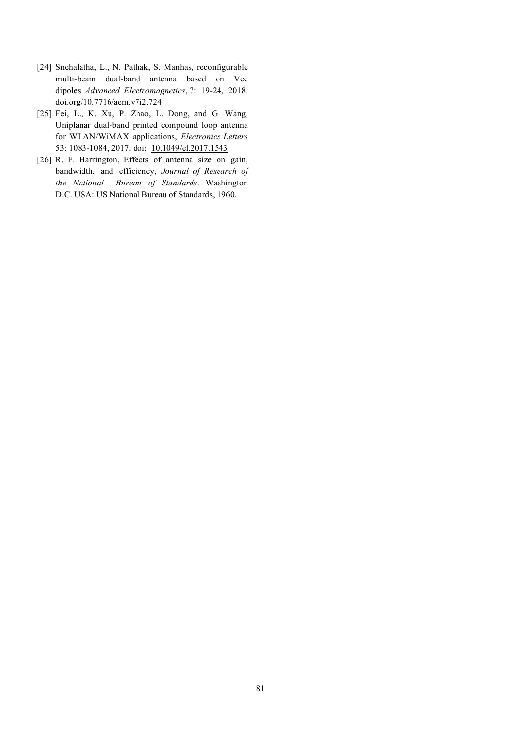[24] Snehalatha, L., N. Pathak, S. Manhas, reconfigurable multi-beam dual-band antenna based on Vee dipoles. *Advanced Electromagnetics*, 7: 19-24, 2018. doi.org/10.7716/aem.v7i2.724

[25] Fei, L., K. Xu, P. Zhao, L. Dong, and G. Wang, Uniplanar dual-band printed compound loop antenna for WLAN/WiMAX applications, *Electronics Letters* 53: 1083-1084, 2017. doi: 10.1049/el.2017.1543

[26] R. F. Harrington, Effects of antenna size on gain, bandwidth, and efficiency, *Journal of Research of the National Bureau of Standards*. Washington D.C. USA: US National Bureau of Standards, 1960.